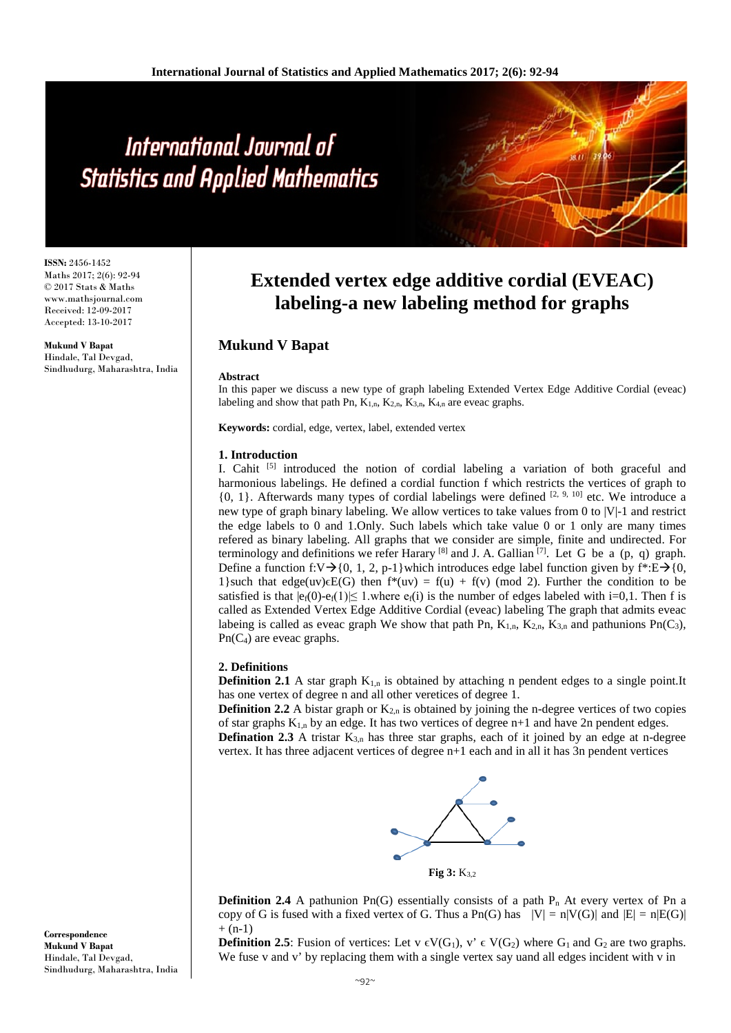**ISSN:** 2456-1452
Maths 2017; 2(6): 92-94
© 2017 Stats & Maths
www.mathsjournal.com
Received: 12-09-2017
Accepted: 13-10-2017

**Mukund V Bapat**
Hindale, Tal Devgad,
Sindhudurg, Maharashtra, India

**Correspondence**
**Mukund V Bapat**
Hindale, Tal Devgad,
Sindhudurg, Maharashtra, India

# Extended vertex edge additive cordial (EVEAC) labeling-a new labeling method for graphs

## Mukund V Bapat

**Abstract**

In this paper we discuss a new type of graph labeling Extended Vertex Edge Additive Cordial (eveac) labeling and show that path Pn, $K_{1,n}$, $K_{2,n}$, $K_{3,n}$, $K_{4,n}$ are eveac graphs.

**Keywords:** cordial, edge, vertex, label, extended vertex

### 1. Introduction

I. Cahit [5] introduced the notion of cordial labeling a variation of both graceful and harmonious labelings. He defined a cordial function f which restricts the vertices of graph to {0, 1}. Afterwards many types of cordial labelings were defined [2, 9, 10] etc. We introduce a new type of graph binary labeling. We allow vertices to take values from 0 to |V|-1 and restrict the edge labels to 0 and 1.Only. Such labels which take value 0 or 1 only are many times refered as binary labeling. All graphs that we consider are simple, finite and undirected. For terminology and definitions we refer Harary [8] and J. A. Gallian [7]. Let G be a (p, q) graph. Define a function f:V→{0, 1, 2, p-1}which introduces edge label function given by f*:E→{0, 1}such that edge(uv)ϵE(G) then f*(uv) = f(u) + f(v) (mod 2). Further the condition to be satisfied is that $|e_f(0)-e_f(1)|\leq 1$.where $e_f(i)$ is the number of edges labeled with i=0,1. Then f is called as Extended Vertex Edge Additive Cordial (eveac) labeling The graph that admits eveac labeing is called as eveac graph We show that path Pn, $K_{1,n}$, $K_{2,n}$, $K_{3,n}$ and pathunions $Pn(C_3)$, $Pn(C_4)$ are eveac graphs.

### 2. Definitions

**Definition 2.1** A star graph $K_{1,n}$ is obtained by attaching n pendent edges to a single point.It has one vertex of degree n and all other veretices of degree 1.

**Definition 2.2** A bistar graph or $K_{2,n}$ is obtained by joining the n-degree vertices of two copies of star graphs $K_{1,n}$ by an edge. It has two vertices of degree n+1 and have 2n pendent edges.

**Defination 2.3** A tristar $K_{3,n}$ has three star graphs, each of it joined by an edge at n-degree vertex. It has three adjacent vertices of degree n+1 each and in all it has 3n pendent vertices

**Fig 3:** $K_{3,2}$

**Definition 2.4** A pathunion Pn(G) essentially consists of a path $P_n$ At every vertex of Pn a copy of G is fused with a fixed vertex of G. Thus a Pn(G) has $|V| = n|V(G)|$ and $|E| = n|E(G)| + (n-1)$

**Definition 2.5**: Fusion of vertices: Let v ϵ$V(G_1)$, v' ϵ $V(G_2)$ where $G_1$ and $G_2$ are two graphs. We fuse v and v' by replacing them with a single vertex say uand all edges incident with v in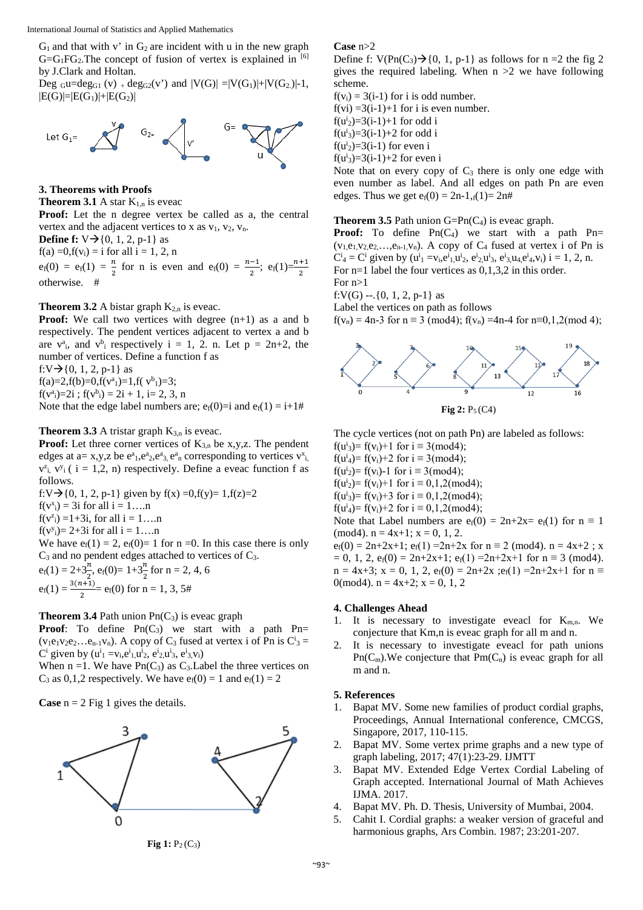$G_1$ and that with v' in $G_2$ are incident with u in the new graph $G=G_1FG_2$. The concept of fusion of vertex is explained in [6] by J.Clark and Holtan.

Deg $_G u = \deg_{G_1}(v) + \deg_{G_2}(v')$ and $|V(G)| = |V(G_1)| + |V(G_2)| - 1$, $|E(G)| = |E(G_1)| + |E(G_2)|$

Let $G_1$= &nbsp;&nbsp; $G_2$= &nbsp;&nbsp; G=

## 3. Theorems with Proofs

**Theorem 3.1** A star $K_{1,n}$ is eveac

**Proof:** Let the n degree vertex be called as a, the central vertex and the adjacent vertices to x as $v_1$, $v_2$, $v_n$.

**Define f:** $V \rightarrow \{0, 1, 2, p-1\}$ as

$f(a) = 0, f(v_i) = i$ for all i = 1, 2, n

$e_f(0) = e_f(1) = \frac{n}{2}$ for n is even and $e_f(0) = \frac{n-1}{2}$; $e_f(1) = \frac{n+1}{2}$ otherwise. #

**Theorem 3.2** A bistar graph $K_{2,n}$ is eveac.

**Proof:** We call two vertices with degree (n+1) as a and b respectively. The pendent vertices adjacent to vertex a and b are $v^a_i$, and $v^b_i$ respectively i = 1, 2. n. Let p = 2n+2, the number of vertices. Define a function f as

$f:V \rightarrow \{0, 1, 2, p-1\}$ as

$f(a)=2, f(b)=0, f(v^a_1)=1, f(v^b_1)=3$;

$f(v^a_i)=2i$ ; $f(v^b_i) = 2i + 1$, i= 2, 3, n

Note that the edge label numbers are; $e_f(0)=i$ and $e_f(1) = i+1$#

**Theorem 3.3** A tristar graph $K_{3,n}$ is eveac.

**Proof:** Let three corner vertices of $K_{3,n}$ be x,y,z. The pendent edges at a= x,y,z be $e^a_1, e^a_2, e^a_3, e^a_n$ corresponding to vertices $v^x_i$, $v^z_i$, $v^y_i$ ( i = 1,2, n) respectively. Define a eveac function f as follows.

$f:V \rightarrow \{0, 1, 2, p-1\}$ given by $f(x) = 0, f(y) = 1, f(z) = 2$

$f(v^x_i) = 3i$ for all i = 1….n

$f(v^z_i) = 1+3i$, for all i = 1….n

$f(v^y_i) = 2+3i$ for all i = 1….n

We have $e_f(1) = 2$, $e_f(0) = 1$ for n = 0. In this case there is only $C_3$ and no pendent edges attached to vertices of $C_3$.

$e_f(1) = 2+3\frac{n}{2}$, $e_f(0) = 1+3\frac{n}{2}$ for n = 2, 4, 6

$e_f(1) = \frac{3(n+1)}{2} = e_f(0)$ for n = 1, 3, 5#

**Theorem 3.4** Path union $Pn(C_3)$ is eveac graph

**Proof**: To define $Pn(C_3)$ we start with a path $Pn = (v_1e_1v_2e_2…e_{n-1}v_n)$. A copy of $C_3$ fused at vertex i of Pn is $C^i_3 = C^i$ given by $(u^i_1 = v_i, e^i_1, u^i_2, e^i_2, u^i_3, e^i_3, v_i)$

When n =1. We have $Pn(C_3)$ as $C_3$.Label the three vertices on $C_3$ as 0,1,2 respectively. We have $e_f(0) = 1$ and $e_f(1) = 2$

**Case** n = 2 Fig 1 gives the details.

**Fig 1:** $P_2(C_3)$

**Case** n>2

Define f: $V(Pn(C_3)) \rightarrow \{0, 1, p-1\}$ as follows for n =2 the fig 2 gives the required labeling. When n >2 we have following scheme.

$f(v_i) = 3(i-1)$ for i is odd number.

$f(v_i) = 3(i-1)+1$ for i is even number.

$f(u^i_2)=3(i-1)+1$ for odd i

$f(u^i_3)=3(i-1)+2$ for odd i

$f(u^i_2)=3(i-1)$ for even i

$f(u^i_3)=3(i-1)+2$ for even i

Note that on every copy of $C_3$ there is only one edge with even number as label. And all edges on path Pn are even edges. Thus we get $e_f(0) = 2n-1, _f(1) = 2n$#

**Theorem 3.5** Path union $G=Pn(C_4)$ is eveac graph.

**Proof:** To define $Pn(C_4)$ we start with a path $Pn = (v_1, e_1, v_2, e_2, …, e_{n-1}, v_n)$. A copy of $C_4$ fused at vertex i of Pn is $C^i_4 = C^i$ given by $(u^i_1 = v_i, e^i_1, u^i_2, e^i_2, u^i_3, e^i_3, u_4, e^i_4, v_i)$ i = 1, 2, n.

For n=1 label the four vertices as 0,1,3,2 in this order.

For n>1

f:V(G) --.{0, 1, 2, p-1} as

Label the vertices on path as follows

$f(v_n) = 4n-3$ for n ≡ 3 (mod4); $f(v_n) = 4n-4$ for n≡0,1,2(mod 4);

**Fig 2:** $P_5(C4)$

The cycle vertices (not on path Pn) are labeled as follows:

$f(u^i_3) = f(v_i)+1$ for i ≡ 3(mod4);

$f(u^i_4) = f(v_i)+2$ for i ≡ 3(mod4);

$f(u^i_2) = f(v_i)-1$ for i ≡ 3(mod4);

$f(u^i_2) = f(v_i)+1$ for i ≡ 0,1,2(mod4);

$f(u^i_3) = f(v_i)+3$ for i ≡ 0,1,2(mod4);

$f(u^i_4) = f(v_i)+2$ for i ≡ 0,1,2(mod4);

Note that Label numbers are $e_f(0) = 2n+2x = e_f(1)$ for n ≡ 1 (mod4). n = 4x+1; x = 0, 1, 2.

$e_f(0) = 2n+2x+1$; $e_f(1) = 2n+2x$ for n ≡ 2 (mod4). n = 4x+2 ; x = 0, 1, 2, $e_f(0) = 2n+2x+1$; $e_f(1) = 2n+2x+1$ for n ≡ 3 (mod4). n = 4x+3; x = 0, 1, 2, $e_f(0) = 2n+2x$ ;$e_f(1) = 2n+2x+1$ for n ≡ 0(mod4). n = 4x+2; x = 0, 1, 2

## 4. Challenges Ahead

1. It is necessary to investigate eveacl for $K_{m,n}$. We conjecture that Km,n is eveac graph for all m and n.
2. It is necessary to investigate eveacl for path unions $Pn(C_m)$.We conjecture that $Pm(C_n)$ is eveac graph for all m and n.

## 5. References

1. Bapat MV. Some new families of product cordial graphs, Proceedings, Annual International conference, CMCGS, Singapore, 2017, 110-115.
2. Bapat MV. Some vertex prime graphs and a new type of graph labeling, 2017; 47(1):23-29. IJMTT
3. Bapat MV. Extended Edge Vertex Cordial Labeling of Graph accepted. International Journal of Math Achieves IJMA. 2017.
4. Bapat MV. Ph. D. Thesis, University of Mumbai, 2004.
5. Cahit I. Cordial graphs: a weaker version of graceful and harmonious graphs, Ars Combin. 1987; 23:201-207.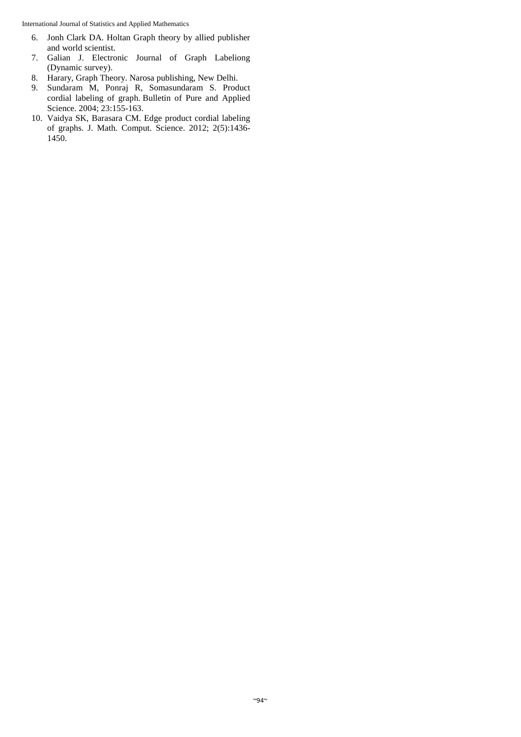6. Jonh Clark DA. Holtan Graph theory by allied publisher and world scientist.
7. Galian J. Electronic Journal of Graph Labeliong (Dynamic survey).
8. Harary, Graph Theory. Narosa publishing, New Delhi.
9. Sundaram M, Ponraj R, Somasundaram S. Product cordial labeling of graph. Bulletin of Pure and Applied Science. 2004; 23:155-163.
10. Vaidya SK, Barasara CM. Edge product cordial labeling of graphs. J. Math. Comput. Science. 2012; 2(5):1436-1450.